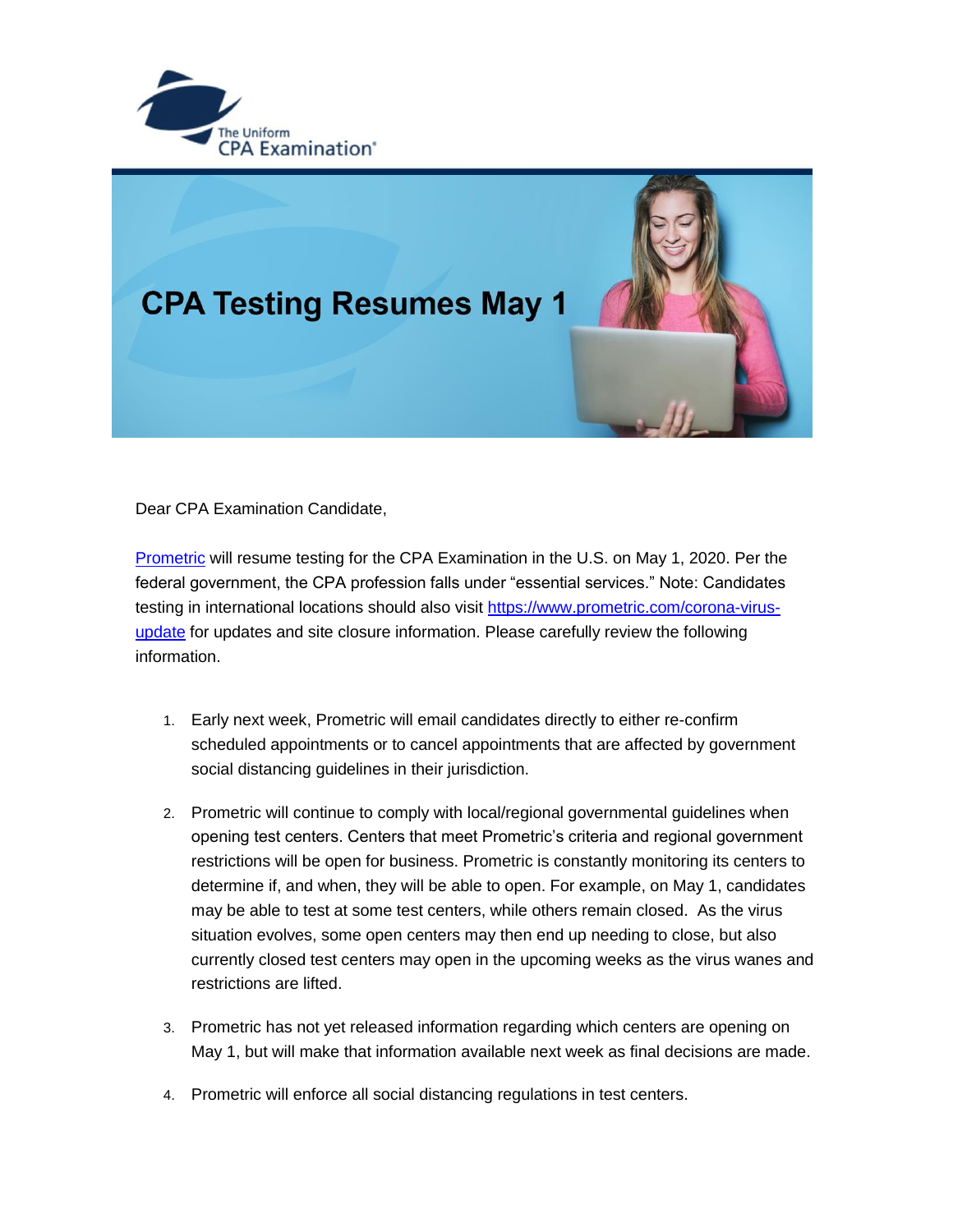The Uniform CPA Examination®

# CPA Testing Resumes May 1

Dear CPA Examination Candidate,

[Prometric](https://www.prometric.com) will resume testing for the CPA Examination in the U.S. on May 1, 2020. Per the federal government, the CPA profession falls under "essential services." Note: Candidates testing in international locations should also visit [https://www.prometric.com/corona-virus-update](https://www.prometric.com/corona-virus-update) for updates and site closure information. Please carefully review the following information.

1. Early next week, Prometric will email candidates directly to either re-confirm scheduled appointments or to cancel appointments that are affected by government social distancing guidelines in their jurisdiction.

2. Prometric will continue to comply with local/regional governmental guidelines when opening test centers. Centers that meet Prometric's criteria and regional government restrictions will be open for business. Prometric is constantly monitoring its centers to determine if, and when, they will be able to open. For example, on May 1, candidates may be able to test at some test centers, while others remain closed. As the virus situation evolves, some open centers may then end up needing to close, but also currently closed test centers may open in the upcoming weeks as the virus wanes and restrictions are lifted.

3. Prometric has not yet released information regarding which centers are opening on May 1, but will make that information available next week as final decisions are made.

4. Prometric will enforce all social distancing regulations in test centers.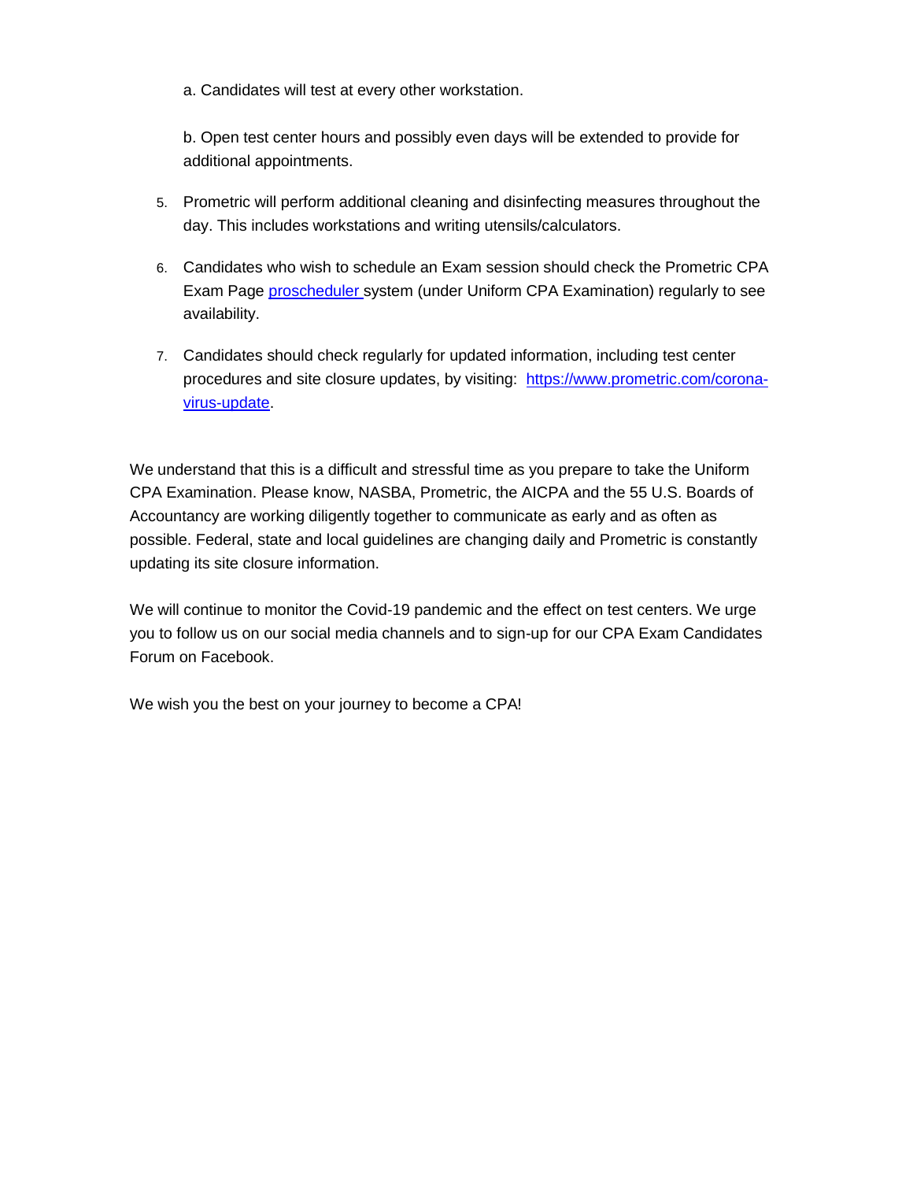a. Candidates will test at every other workstation.

   b. Open test center hours and possibly even days will be extended to provide for additional appointments.

5. Prometric will perform additional cleaning and disinfecting measures throughout the day. This includes workstations and writing utensils/calculators.

6. Candidates who wish to schedule an Exam session should check the Prometric CPA Exam Page proscheduler system (under Uniform CPA Examination) regularly to see availability.

7. Candidates should check regularly for updated information, including test center procedures and site closure updates, by visiting: https://www.prometric.com/corona-virus-update.

We understand that this is a difficult and stressful time as you prepare to take the Uniform CPA Examination. Please know, NASBA, Prometric, the AICPA and the 55 U.S. Boards of Accountancy are working diligently together to communicate as early and as often as possible. Federal, state and local guidelines are changing daily and Prometric is constantly updating its site closure information.

We will continue to monitor the Covid-19 pandemic and the effect on test centers. We urge you to follow us on our social media channels and to sign-up for our CPA Exam Candidates Forum on Facebook.

We wish you the best on your journey to become a CPA!